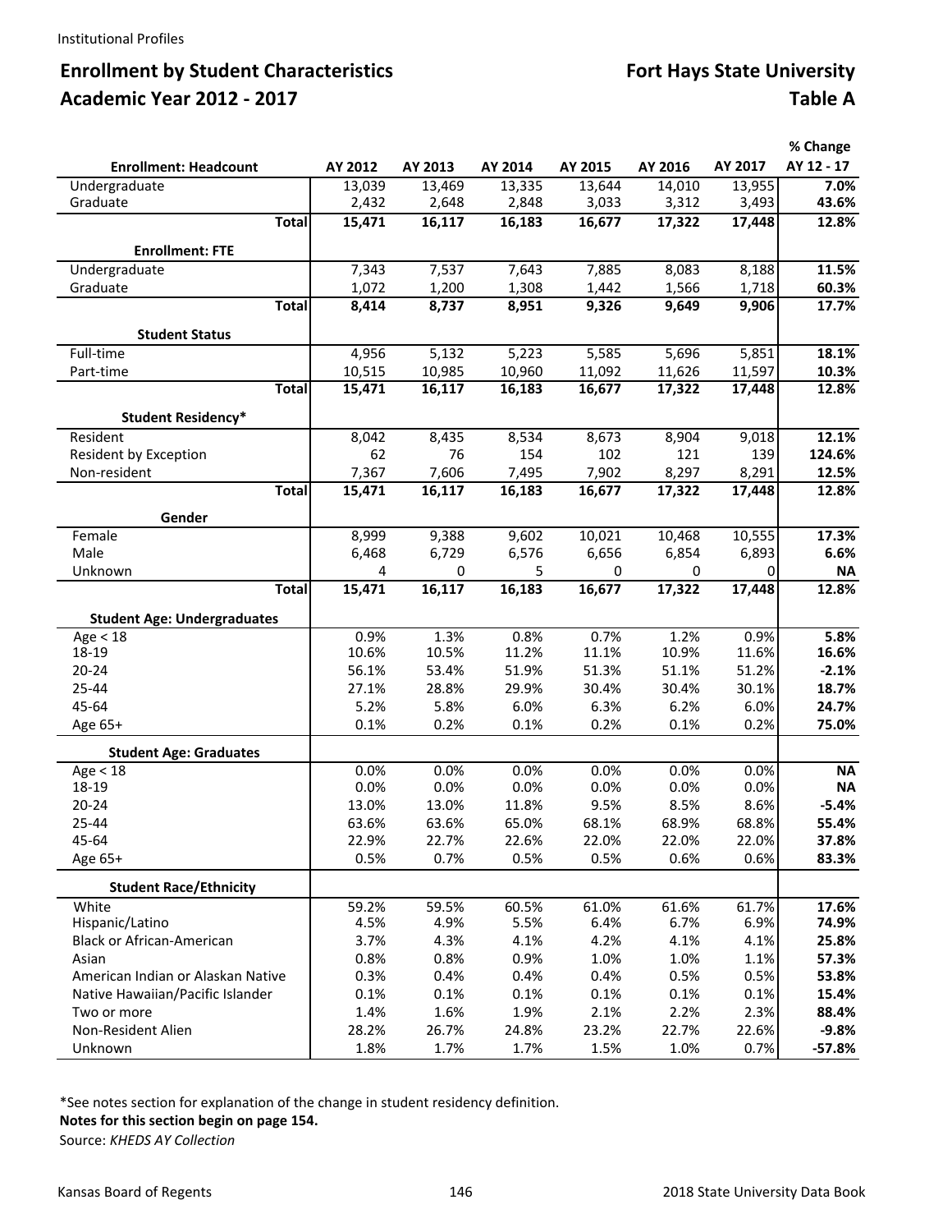Institutional Profiles

## Enrollment by Student Characteristics — Fort Hays State University

## Academic Year 2012 - 2017 — Table A

| Enrollment: Headcount | AY 2012 | AY 2013 | AY 2014 | AY 2015 | AY 2016 | AY 2017 | % Change AY 12 - 17 |
|---|---|---|---|---|---|---|---|
| Undergraduate | 13,039 | 13,469 | 13,335 | 13,644 | 14,010 | 13,955 | **7.0%** |
| Graduate | 2,432 | 2,648 | 2,848 | 3,033 | 3,312 | 3,493 | **43.6%** |
| **Total** | **15,471** | **16,117** | **16,183** | **16,677** | **17,322** | **17,448** | **12.8%** |
| **Enrollment: FTE** | | | | | | | |
| Undergraduate | 7,343 | 7,537 | 7,643 | 7,885 | 8,083 | 8,188 | **11.5%** |
| Graduate | 1,072 | 1,200 | 1,308 | 1,442 | 1,566 | 1,718 | **60.3%** |
| **Total** | **8,414** | **8,737** | **8,951** | **9,326** | **9,649** | **9,906** | **17.7%** |
| **Student Status** | | | | | | | |
| Full-time | 4,956 | 5,132 | 5,223 | 5,585 | 5,696 | 5,851 | **18.1%** |
| Part-time | 10,515 | 10,985 | 10,960 | 11,092 | 11,626 | 11,597 | **10.3%** |
| **Total** | **15,471** | **16,117** | **16,183** | **16,677** | **17,322** | **17,448** | **12.8%** |
| **Student Residency*** | | | | | | | |
| Resident | 8,042 | 8,435 | 8,534 | 8,673 | 8,904 | 9,018 | **12.1%** |
| Resident by Exception | 62 | 76 | 154 | 102 | 121 | 139 | **124.6%** |
| Non-resident | 7,367 | 7,606 | 7,495 | 7,902 | 8,297 | 8,291 | **12.5%** |
| **Total** | **15,471** | **16,117** | **16,183** | **16,677** | **17,322** | **17,448** | **12.8%** |
| **Gender** | | | | | | | |
| Female | 8,999 | 9,388 | 9,602 | 10,021 | 10,468 | 10,555 | **17.3%** |
| Male | 6,468 | 6,729 | 6,576 | 6,656 | 6,854 | 6,893 | **6.6%** |
| Unknown | 4 | 0 | 5 | 0 | 0 | 0 | **NA** |
| **Total** | **15,471** | **16,117** | **16,183** | **16,677** | **17,322** | **17,448** | **12.8%** |
| **Student Age: Undergraduates** | | | | | | | |
| Age < 18 | 0.9% | 1.3% | 0.8% | 0.7% | 1.2% | 0.9% | **5.8%** |
| 18-19 | 10.6% | 10.5% | 11.2% | 11.1% | 10.9% | 11.6% | **16.6%** |
| 20-24 | 56.1% | 53.4% | 51.9% | 51.3% | 51.1% | 51.2% | **-2.1%** |
| 25-44 | 27.1% | 28.8% | 29.9% | 30.4% | 30.4% | 30.1% | **18.7%** |
| 45-64 | 5.2% | 5.8% | 6.0% | 6.3% | 6.2% | 6.0% | **24.7%** |
| Age 65+ | 0.1% | 0.2% | 0.1% | 0.2% | 0.1% | 0.2% | **75.0%** |
| **Student Age: Graduates** | | | | | | | |
| Age < 18 | 0.0% | 0.0% | 0.0% | 0.0% | 0.0% | 0.0% | **NA** |
| 18-19 | 0.0% | 0.0% | 0.0% | 0.0% | 0.0% | 0.0% | **NA** |
| 20-24 | 13.0% | 13.0% | 11.8% | 9.5% | 8.5% | 8.6% | **-5.4%** |
| 25-44 | 63.6% | 63.6% | 65.0% | 68.1% | 68.9% | 68.8% | **55.4%** |
| 45-64 | 22.9% | 22.7% | 22.6% | 22.0% | 22.0% | 22.0% | **37.8%** |
| Age 65+ | 0.5% | 0.7% | 0.5% | 0.5% | 0.6% | 0.6% | **83.3%** |
| **Student Race/Ethnicity** | | | | | | | |
| White | 59.2% | 59.5% | 60.5% | 61.0% | 61.6% | 61.7% | **17.6%** |
| Hispanic/Latino | 4.5% | 4.9% | 5.5% | 6.4% | 6.7% | 6.9% | **74.9%** |
| Black or African-American | 3.7% | 4.3% | 4.1% | 4.2% | 4.1% | 4.1% | **25.8%** |
| Asian | 0.8% | 0.8% | 0.9% | 1.0% | 1.0% | 1.1% | **57.3%** |
| American Indian or Alaskan Native | 0.3% | 0.4% | 0.4% | 0.4% | 0.5% | 0.5% | **53.8%** |
| Native Hawaiian/Pacific Islander | 0.1% | 0.1% | 0.1% | 0.1% | 0.1% | 0.1% | **15.4%** |
| Two or more | 1.4% | 1.6% | 1.9% | 2.1% | 2.2% | 2.3% | **88.4%** |
| Non-Resident Alien | 28.2% | 26.7% | 24.8% | 23.2% | 22.7% | 22.6% | **-9.8%** |
| Unknown | 1.8% | 1.7% | 1.7% | 1.5% | 1.0% | 0.7% | **-57.8%** |

*See notes section for explanation of the change in student residency definition.

**Notes for this section begin on page 154.**

Source: *KHEDS AY Collection*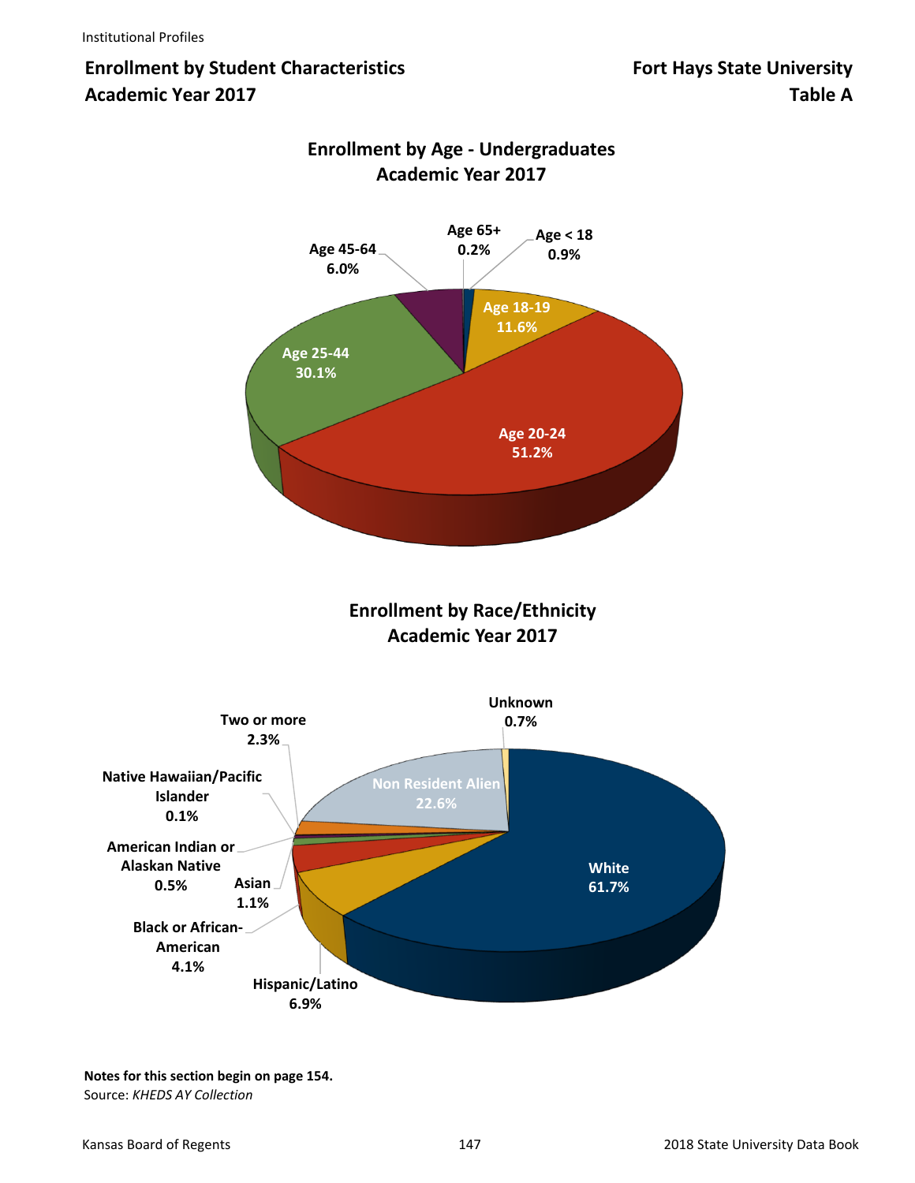## Enrollment by Student Characteristics
## Academic Year 2017

## Fort Hays State University
## Table A

### Enrollment by Age - Undergraduates
### Academic Year 2017

| Age Group | Percent |
|---|---|
| Age < 18 | 0.9% |
| Age 18-19 | 11.6% |
| Age 20-24 | 51.2% |
| Age 25-44 | 30.1% |
| Age 45-64 | 6.0% |
| Age 65+ | 0.2% |

### Enrollment by Race/Ethnicity
### Academic Year 2017

| Race/Ethnicity | Percent |
|---|---|
| White | 61.7% |
| Hispanic/Latino | 6.9% |
| Black or African-American | 4.1% |
| Asian | 1.1% |
| American Indian or Alaskan Native | 0.5% |
| Native Hawaiian/Pacific Islander | 0.1% |
| Two or more | 2.3% |
| Non Resident Alien | 22.6% |
| Unknown | 0.7% |

**Notes for this section begin on page 154.**

Source: *KHEDS AY Collection*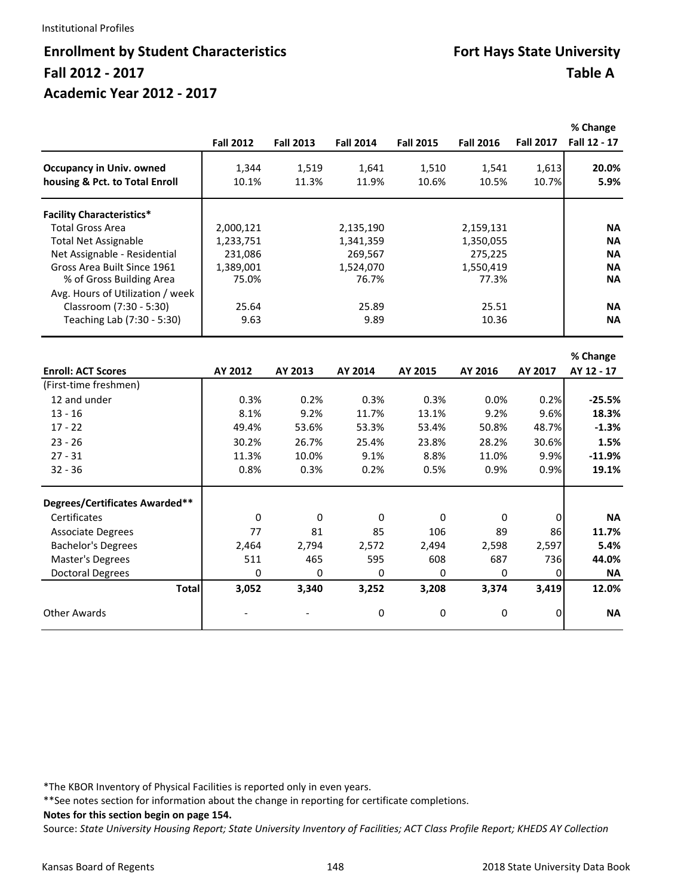Institutional Profiles

# Enrollment by Student Characteristics

## Fort Hays State University

## Fall 2012 - 2017

## Table A

## Academic Year 2012 - 2017

| | Fall 2012 | Fall 2013 | Fall 2014 | Fall 2015 | Fall 2016 | Fall 2017 | % Change Fall 12 - 17 |
|---|---|---|---|---|---|---|---|
| **Occupancy in Univ. owned** | 1,344 | 1,519 | 1,641 | 1,510 | 1,541 | 1,613 | **20.0%** |
| **housing & Pct. to Total Enroll** | 10.1% | 11.3% | 11.9% | 10.6% | 10.5% | 10.7% | **5.9%** |
| **Facility Characteristics*** | | | | | | | |
| Total Gross Area | 2,000,121 | | 2,135,190 | | 2,159,131 | | **NA** |
| Total Net Assignable | 1,233,751 | | 1,341,359 | | 1,350,055 | | **NA** |
| Net Assignable - Residential | 231,086 | | 269,567 | | 275,225 | | **NA** |
| Gross Area Built Since 1961 | 1,389,001 | | 1,524,070 | | 1,550,419 | | **NA** |
| % of Gross Building Area | 75.0% | | 76.7% | | 77.3% | | **NA** |
| Avg. Hours of Utilization / week | | | | | | | |
| Classroom (7:30 - 5:30) | 25.64 | | 25.89 | | 25.51 | | **NA** |
| Teaching Lab (7:30 - 5:30) | 9.63 | | 9.89 | | 10.36 | | **NA** |

| **Enroll: ACT Scores** | AY 2012 | AY 2013 | AY 2014 | AY 2015 | AY 2016 | AY 2017 | % Change AY 12 - 17 |
|---|---|---|---|---|---|---|---|
| (First-time freshmen) | | | | | | | |
| 12 and under | 0.3% | 0.2% | 0.3% | 0.3% | 0.0% | 0.2% | **-25.5%** |
| 13 - 16 | 8.1% | 9.2% | 11.7% | 13.1% | 9.2% | 9.6% | **18.3%** |
| 17 - 22 | 49.4% | 53.6% | 53.3% | 53.4% | 50.8% | 48.7% | **-1.3%** |
| 23 - 26 | 30.2% | 26.7% | 25.4% | 23.8% | 28.2% | 30.6% | **1.5%** |
| 27 - 31 | 11.3% | 10.0% | 9.1% | 8.8% | 11.0% | 9.9% | **-11.9%** |
| 32 - 36 | 0.8% | 0.3% | 0.2% | 0.5% | 0.9% | 0.9% | **19.1%** |
| **Degrees/Certificates Awarded**** | | | | | | | |
| Certificates | 0 | 0 | 0 | 0 | 0 | 0 | **NA** |
| Associate Degrees | 77 | 81 | 85 | 106 | 89 | 86 | **11.7%** |
| Bachelor's Degrees | 2,464 | 2,794 | 2,572 | 2,494 | 2,598 | 2,597 | **5.4%** |
| Master's Degrees | 511 | 465 | 595 | 608 | 687 | 736 | **44.0%** |
| Doctoral Degrees | 0 | 0 | 0 | 0 | 0 | 0 | **NA** |
| **Total** | **3,052** | **3,340** | **3,252** | **3,208** | **3,374** | **3,419** | **12.0%** |
| Other Awards | - | - | 0 | 0 | 0 | 0 | **NA** |

*The KBOR Inventory of Physical Facilities is reported only in even years.

**See notes section for information about the change in reporting for certificate completions.

**Notes for this section begin on page 154.**

Source: *State University Housing Report; State University Inventory of Facilities; ACT Class Profile Report; KHEDS AY Collection*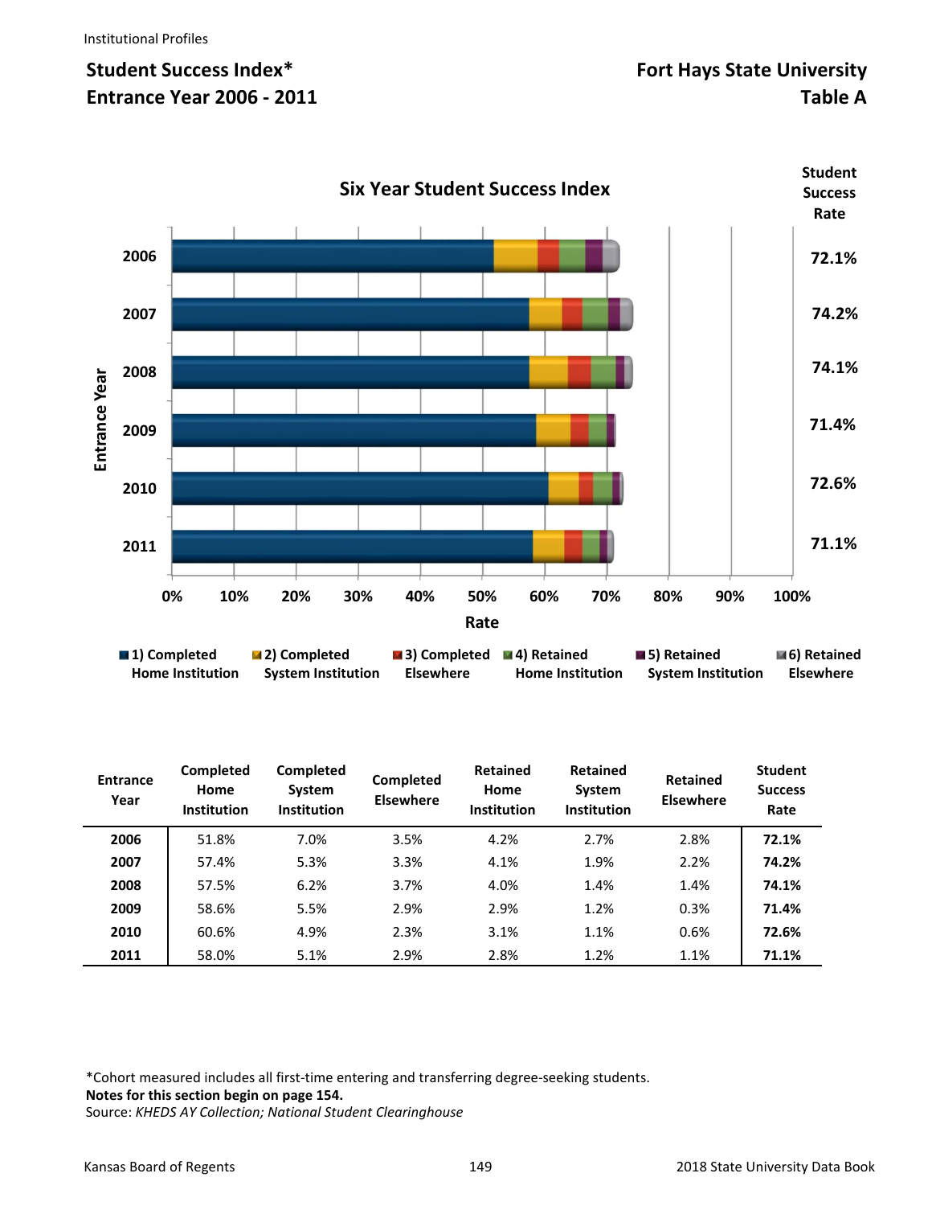Institutional Profiles

## Student Success Index*
## Entrance Year 2006 - 2011

## Fort Hays State University
## Table A

### Six Year Student Success Index

| Entrance Year | Student Success Rate |
|---|---|
| 2006 | 72.1% |
| 2007 | 74.2% |
| 2008 | 74.1% |
| 2009 | 71.4% |
| 2010 | 72.6% |
| 2011 | 71.1% |

Rate: 0% 10% 20% 30% 40% 50% 60% 70% 80% 90% 100%

1) Completed Home Institution 2) Completed System Institution 3) Completed Elsewhere 4) Retained Home Institution 5) Retained System Institution 6) Retained Elsewhere

| Entrance Year | Completed Home Institution | Completed System Institution | Completed Elsewhere | Retained Home Institution | Retained System Institution | Retained Elsewhere | Student Success Rate |
|---|---|---|---|---|---|---|---|
| **2006** | 51.8% | 7.0% | 3.5% | 4.2% | 2.7% | 2.8% | **72.1%** |
| **2007** | 57.4% | 5.3% | 3.3% | 4.1% | 1.9% | 2.2% | **74.2%** |
| **2008** | 57.5% | 6.2% | 3.7% | 4.0% | 1.4% | 1.4% | **74.1%** |
| **2009** | 58.6% | 5.5% | 2.9% | 2.9% | 1.2% | 0.3% | **71.4%** |
| **2010** | 60.6% | 4.9% | 2.3% | 3.1% | 1.1% | 0.6% | **72.6%** |
| **2011** | 58.0% | 5.1% | 2.9% | 2.8% | 1.2% | 1.1% | **71.1%** |

*Cohort measured includes all first-time entering and transferring degree-seeking students.
**Notes for this section begin on page 154.**
Source: *KHEDS AY Collection; National Student Clearinghouse*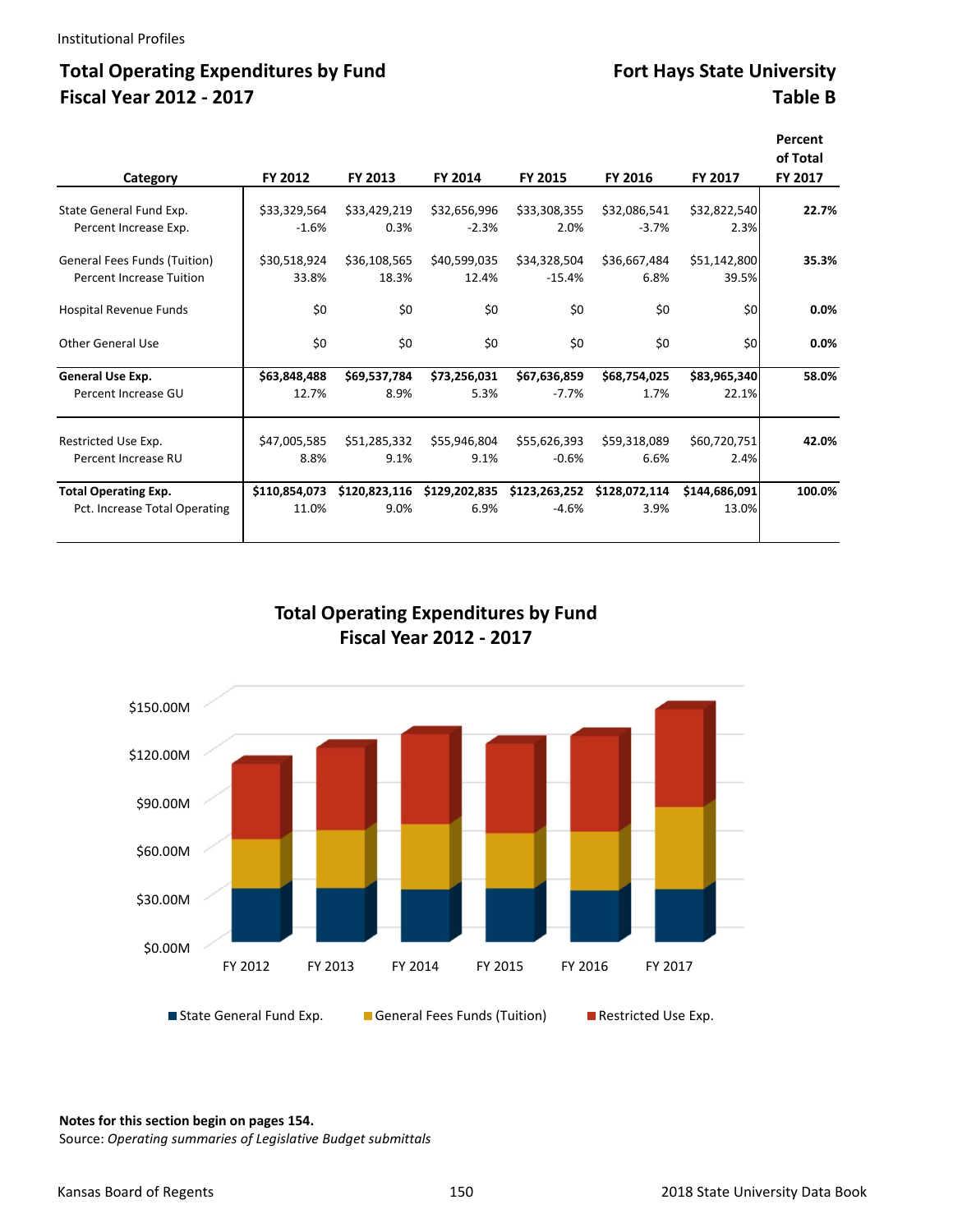Institutional Profiles

# Total Operating Expenditures by Fund Fiscal Year 2012 - 2017

## Fort Hays State University Table B

| Category | FY 2012 | FY 2013 | FY 2014 | FY 2015 | FY 2016 | FY 2017 | Percent of Total FY 2017 |
|---|---|---|---|---|---|---|---|
| State General Fund Exp. | $33,329,564 | $33,429,219 | $32,656,996 | $33,308,355 | $32,086,541 | $32,822,540 | **22.7%** |
| Percent Increase Exp. | -1.6% | 0.3% | -2.3% | 2.0% | -3.7% | 2.3% | |
| General Fees Funds (Tuition) | $30,518,924 | $36,108,565 | $40,599,035 | $34,328,504 | $36,667,484 | $51,142,800 | **35.3%** |
| Percent Increase Tuition | 33.8% | 18.3% | 12.4% | -15.4% | 6.8% | 39.5% | |
| Hospital Revenue Funds | $0 | $0 | $0 | $0 | $0 | $0 | **0.0%** |
| Other General Use | $0 | $0 | $0 | $0 | $0 | $0 | **0.0%** |
| **General Use Exp.** | **$63,848,488** | **$69,537,784** | **$73,256,031** | **$67,636,859** | **$68,754,025** | **$83,965,340** | **58.0%** |
| Percent Increase GU | 12.7% | 8.9% | 5.3% | -7.7% | 1.7% | 22.1% | |
| Restricted Use Exp. | $47,005,585 | $51,285,332 | $55,946,804 | $55,626,393 | $59,318,089 | $60,720,751 | **42.0%** |
| Percent Increase RU | 8.8% | 9.1% | 9.1% | -0.6% | 6.6% | 2.4% | |
| **Total Operating Exp.** | **$110,854,073** | **$120,823,116** | **$129,202,835** | **$123,263,252** | **$128,072,114** | **$144,686,091** | **100.0%** |
| Pct. Increase Total Operating | 11.0% | 9.0% | 6.9% | -4.6% | 3.9% | 13.0% | |

**Total Operating Expenditures by Fund Fiscal Year 2012 - 2017**

**Notes for this section begin on pages 154.**

Source: *Operating summaries of Legislative Budget submittals*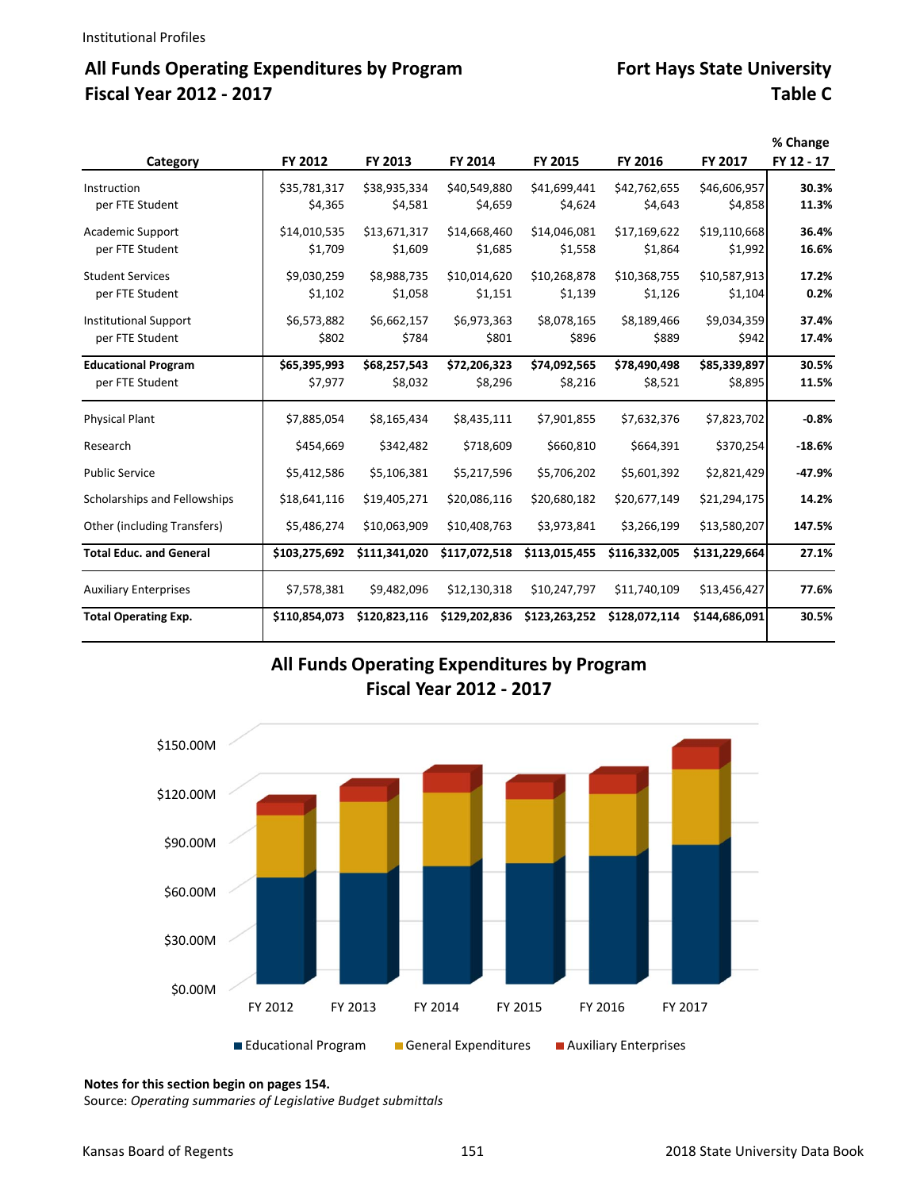Institutional Profiles

## All Funds Operating Expenditures by Program
## Fiscal Year 2012 - 2017

## Fort Hays State University
## Table C

| Category | FY 2012 | FY 2013 | FY 2014 | FY 2015 | FY 2016 | FY 2017 | % Change FY 12 - 17 |
|---|---|---|---|---|---|---|---|
| Instruction | $35,781,317 | $38,935,334 | $40,549,880 | $41,699,441 | $42,762,655 | $46,606,957 | **30.3%** |
| per FTE Student | $4,365 | $4,581 | $4,659 | $4,624 | $4,643 | $4,858 | **11.3%** |
| Academic Support | $14,010,535 | $13,671,317 | $14,668,460 | $14,046,081 | $17,169,622 | $19,110,668 | **36.4%** |
| per FTE Student | $1,709 | $1,609 | $1,685 | $1,558 | $1,864 | $1,992 | **16.6%** |
| Student Services | $9,030,259 | $8,988,735 | $10,014,620 | $10,268,878 | $10,368,755 | $10,587,913 | **17.2%** |
| per FTE Student | $1,102 | $1,058 | $1,151 | $1,139 | $1,126 | $1,104 | **0.2%** |
| Institutional Support | $6,573,882 | $6,662,157 | $6,973,363 | $8,078,165 | $8,189,466 | $9,034,359 | **37.4%** |
| per FTE Student | $802 | $784 | $801 | $896 | $889 | $942 | **17.4%** |
| **Educational Program** | **$65,395,993** | **$68,257,543** | **$72,206,323** | **$74,092,565** | **$78,490,498** | **$85,339,897** | **30.5%** |
| per FTE Student | $7,977 | $8,032 | $8,296 | $8,216 | $8,521 | $8,895 | **11.5%** |
| Physical Plant | $7,885,054 | $8,165,434 | $8,435,111 | $7,901,855 | $7,632,376 | $7,823,702 | **-0.8%** |
| Research | $454,669 | $342,482 | $718,609 | $660,810 | $664,391 | $370,254 | **-18.6%** |
| Public Service | $5,412,586 | $5,106,381 | $5,217,596 | $5,706,202 | $5,601,392 | $2,821,429 | **-47.9%** |
| Scholarships and Fellowships | $18,641,116 | $19,405,271 | $20,086,116 | $20,680,182 | $20,677,149 | $21,294,175 | **14.2%** |
| Other (including Transfers) | $5,486,274 | $10,063,909 | $10,408,763 | $3,973,841 | $3,266,199 | $13,580,207 | **147.5%** |
| **Total Educ. and General** | **$103,275,692** | **$111,341,020** | **$117,072,518** | **$113,015,455** | **$116,332,005** | **$131,229,664** | **27.1%** |
| Auxiliary Enterprises | $7,578,381 | $9,482,096 | $12,130,318 | $10,247,797 | $11,740,109 | $13,456,427 | **77.6%** |
| **Total Operating Exp.** | **$110,854,073** | **$120,823,116** | **$129,202,836** | **$123,263,252** | **$128,072,114** | **$144,686,091** | **30.5%** |

## All Funds Operating Expenditures by Program
## Fiscal Year 2012 - 2017

**Notes for this section begin on pages 154.**
Source: *Operating summaries of Legislative Budget submittals*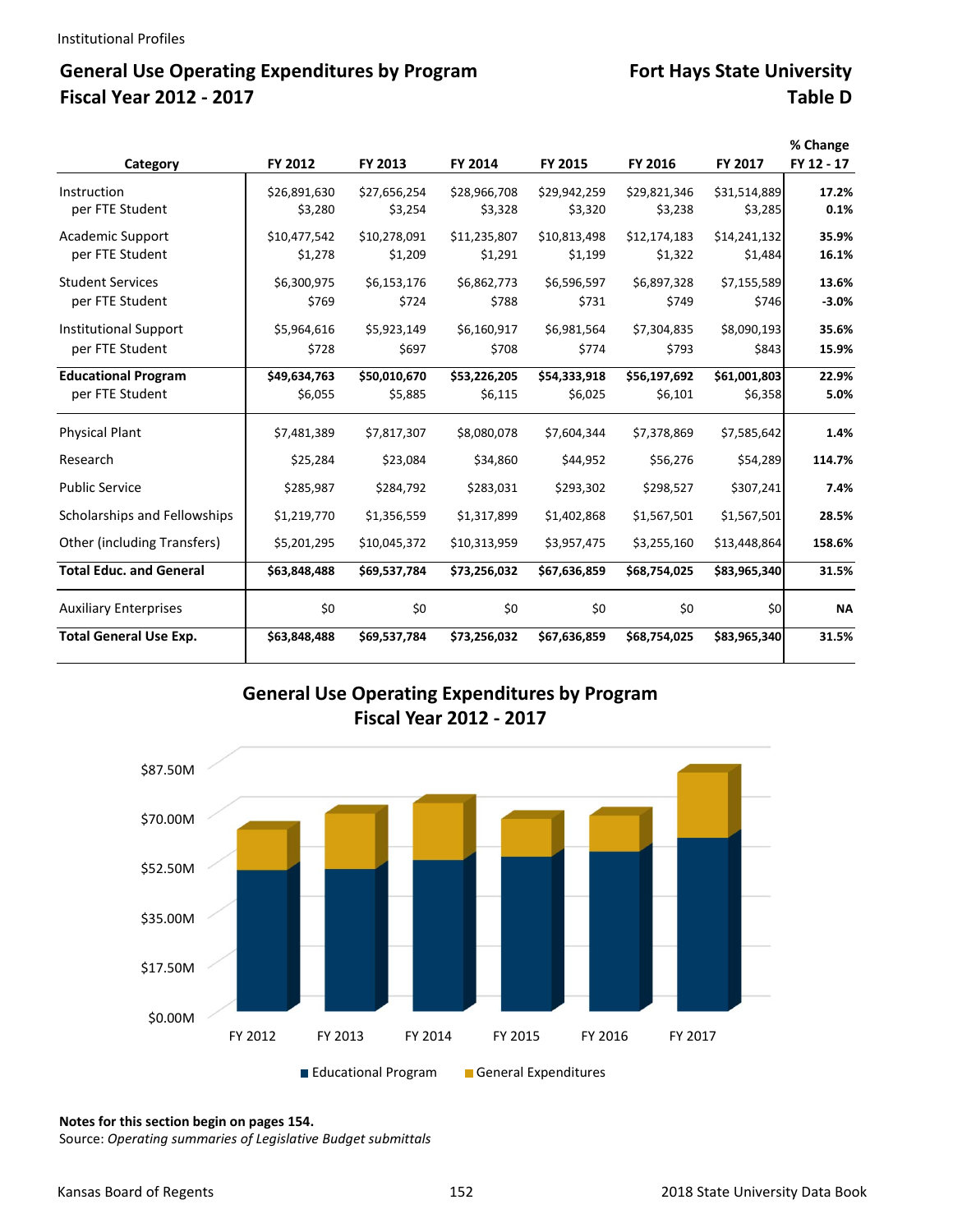Institutional Profiles

# General Use Operating Expenditures by Program Fiscal Year 2012 - 2017

## Fort Hays State University Table D

| Category | FY 2012 | FY 2013 | FY 2014 | FY 2015 | FY 2016 | FY 2017 | % Change FY 12 - 17 |
|---|---|---|---|---|---|---|---|
| Instruction | $26,891,630 | $27,656,254 | $28,966,708 | $29,942,259 | $29,821,346 | $31,514,889 | **17.2%** |
| per FTE Student | $3,280 | $3,254 | $3,328 | $3,320 | $3,238 | $3,285 | **0.1%** |
| Academic Support | $10,477,542 | $10,278,091 | $11,235,807 | $10,813,498 | $12,174,183 | $14,241,132 | **35.9%** |
| per FTE Student | $1,278 | $1,209 | $1,291 | $1,199 | $1,322 | $1,484 | **16.1%** |
| Student Services | $6,300,975 | $6,153,176 | $6,862,773 | $6,596,597 | $6,897,328 | $7,155,589 | **13.6%** |
| per FTE Student | $769 | $724 | $788 | $731 | $749 | $746 | **-3.0%** |
| Institutional Support | $5,964,616 | $5,923,149 | $6,160,917 | $6,981,564 | $7,304,835 | $8,090,193 | **35.6%** |
| per FTE Student | $728 | $697 | $708 | $774 | $793 | $843 | **15.9%** |
| **Educational Program** | **$49,634,763** | **$50,010,670** | **$53,226,205** | **$54,333,918** | **$56,197,692** | **$61,001,803** | **22.9%** |
| per FTE Student | $6,055 | $5,885 | $6,115 | $6,025 | $6,101 | $6,358 | **5.0%** |
| Physical Plant | $7,481,389 | $7,817,307 | $8,080,078 | $7,604,344 | $7,378,869 | $7,585,642 | **1.4%** |
| Research | $25,284 | $23,084 | $34,860 | $44,952 | $56,276 | $54,289 | **114.7%** |
| Public Service | $285,987 | $284,792 | $283,031 | $293,302 | $298,527 | $307,241 | **7.4%** |
| Scholarships and Fellowships | $1,219,770 | $1,356,559 | $1,317,899 | $1,402,868 | $1,567,501 | $1,567,501 | **28.5%** |
| Other (including Transfers) | $5,201,295 | $10,045,372 | $10,313,959 | $3,957,475 | $3,255,160 | $13,448,864 | **158.6%** |
| **Total Educ. and General** | **$63,848,488** | **$69,537,784** | **$73,256,032** | **$67,636,859** | **$68,754,025** | **$83,965,340** | **31.5%** |
| Auxiliary Enterprises | $0 | $0 | $0 | $0 | $0 | $0 | **NA** |
| **Total General Use Exp.** | **$63,848,488** | **$69,537,784** | **$73,256,032** | **$67,636,859** | **$68,754,025** | **$83,965,340** | **31.5%** |

## General Use Operating Expenditures by Program Fiscal Year 2012 - 2017

**Notes for this section begin on pages 154.**
Source: *Operating summaries of Legislative Budget submittals*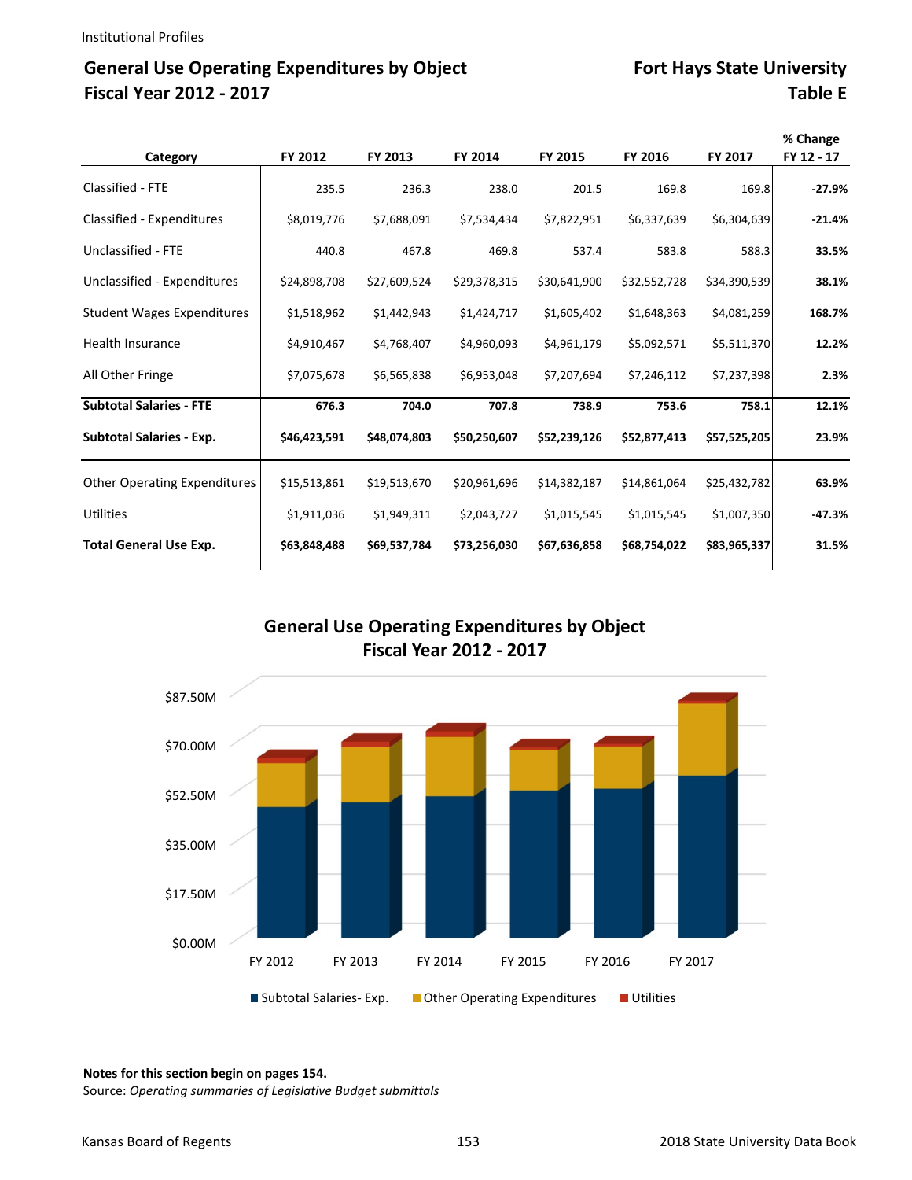Institutional Profiles

## General Use Operating Expenditures by Object
## Fiscal Year 2012 - 2017

## Fort Hays State University
## Table E

| Category | FY 2012 | FY 2013 | FY 2014 | FY 2015 | FY 2016 | FY 2017 | % Change FY 12 - 17 |
|---|---|---|---|---|---|---|---|
| Classified - FTE | 235.5 | 236.3 | 238.0 | 201.5 | 169.8 | 169.8 | **-27.9%** |
| Classified - Expenditures | $8,019,776 | $7,688,091 | $7,534,434 | $7,822,951 | $6,337,639 | $6,304,639 | **-21.4%** |
| Unclassified - FTE | 440.8 | 467.8 | 469.8 | 537.4 | 583.8 | 588.3 | **33.5%** |
| Unclassified - Expenditures | $24,898,708 | $27,609,524 | $29,378,315 | $30,641,900 | $32,552,728 | $34,390,539 | **38.1%** |
| Student Wages Expenditures | $1,518,962 | $1,442,943 | $1,424,717 | $1,605,402 | $1,648,363 | $4,081,259 | **168.7%** |
| Health Insurance | $4,910,467 | $4,768,407 | $4,960,093 | $4,961,179 | $5,092,571 | $5,511,370 | **12.2%** |
| All Other Fringe | $7,075,678 | $6,565,838 | $6,953,048 | $7,207,694 | $7,246,112 | $7,237,398 | **2.3%** |
| **Subtotal Salaries - FTE** | **676.3** | **704.0** | **707.8** | **738.9** | **753.6** | **758.1** | **12.1%** |
| **Subtotal Salaries - Exp.** | **$46,423,591** | **$48,074,803** | **$50,250,607** | **$52,239,126** | **$52,877,413** | **$57,525,205** | **23.9%** |
| Other Operating Expenditures | $15,513,861 | $19,513,670 | $20,961,696 | $14,382,187 | $14,861,064 | $25,432,782 | **63.9%** |
| Utilities | $1,911,036 | $1,949,311 | $2,043,727 | $1,015,545 | $1,015,545 | $1,007,350 | **-47.3%** |
| **Total General Use Exp.** | **$63,848,488** | **$69,537,784** | **$73,256,030** | **$67,636,858** | **$68,754,022** | **$83,965,337** | **31.5%** |

**Notes for this section begin on pages 154.**
Source: *Operating summaries of Legislative Budget submittals*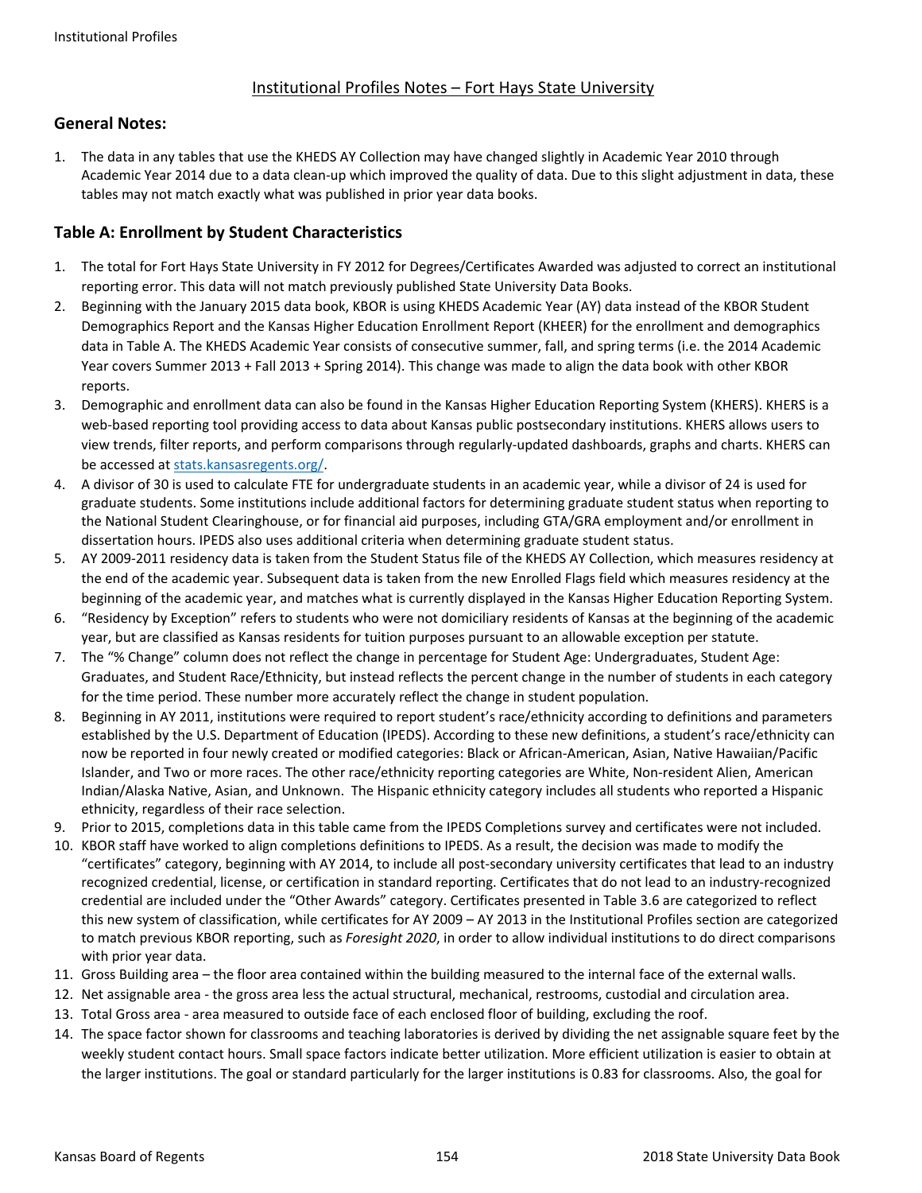## Institutional Profiles Notes – Fort Hays State University

### General Notes:

1. The data in any tables that use the KHEDS AY Collection may have changed slightly in Academic Year 2010 through Academic Year 2014 due to a data clean-up which improved the quality of data. Due to this slight adjustment in data, these tables may not match exactly what was published in prior year data books.

### Table A: Enrollment by Student Characteristics

1. The total for Fort Hays State University in FY 2012 for Degrees/Certificates Awarded was adjusted to correct an institutional reporting error. This data will not match previously published State University Data Books.
2. Beginning with the January 2015 data book, KBOR is using KHEDS Academic Year (AY) data instead of the KBOR Student Demographics Report and the Kansas Higher Education Enrollment Report (KHEER) for the enrollment and demographics data in Table A. The KHEDS Academic Year consists of consecutive summer, fall, and spring terms (i.e. the 2014 Academic Year covers Summer 2013 + Fall 2013 + Spring 2014). This change was made to align the data book with other KBOR reports.
3. Demographic and enrollment data can also be found in the Kansas Higher Education Reporting System (KHERS). KHERS is a web-based reporting tool providing access to data about Kansas public postsecondary institutions. KHERS allows users to view trends, filter reports, and perform comparisons through regularly-updated dashboards, graphs and charts. KHERS can be accessed at stats.kansasregents.org/.
4. A divisor of 30 is used to calculate FTE for undergraduate students in an academic year, while a divisor of 24 is used for graduate students. Some institutions include additional factors for determining graduate student status when reporting to the National Student Clearinghouse, or for financial aid purposes, including GTA/GRA employment and/or enrollment in dissertation hours. IPEDS also uses additional criteria when determining graduate student status.
5. AY 2009-2011 residency data is taken from the Student Status file of the KHEDS AY Collection, which measures residency at the end of the academic year. Subsequent data is taken from the new Enrolled Flags field which measures residency at the beginning of the academic year, and matches what is currently displayed in the Kansas Higher Education Reporting System.
6. "Residency by Exception" refers to students who were not domiciliary residents of Kansas at the beginning of the academic year, but are classified as Kansas residents for tuition purposes pursuant to an allowable exception per statute.
7. The "% Change" column does not reflect the change in percentage for Student Age: Undergraduates, Student Age: Graduates, and Student Race/Ethnicity, but instead reflects the percent change in the number of students in each category for the time period. These number more accurately reflect the change in student population.
8. Beginning in AY 2011, institutions were required to report student's race/ethnicity according to definitions and parameters established by the U.S. Department of Education (IPEDS). According to these new definitions, a student's race/ethnicity can now be reported in four newly created or modified categories: Black or African-American, Asian, Native Hawaiian/Pacific Islander, and Two or more races. The other race/ethnicity reporting categories are White, Non-resident Alien, American Indian/Alaska Native, Asian, and Unknown. The Hispanic ethnicity category includes all students who reported a Hispanic ethnicity, regardless of their race selection.
9. Prior to 2015, completions data in this table came from the IPEDS Completions survey and certificates were not included.
10. KBOR staff have worked to align completions definitions to IPEDS. As a result, the decision was made to modify the "certificates" category, beginning with AY 2014, to include all post-secondary university certificates that lead to an industry recognized credential, license, or certification in standard reporting. Certificates that do not lead to an industry-recognized credential are included under the "Other Awards" category. Certificates presented in Table 3.6 are categorized to reflect this new system of classification, while certificates for AY 2009 – AY 2013 in the Institutional Profiles section are categorized to match previous KBOR reporting, such as *Foresight 2020*, in order to allow individual institutions to do direct comparisons with prior year data.
11. Gross Building area – the floor area contained within the building measured to the internal face of the external walls.
12. Net assignable area - the gross area less the actual structural, mechanical, restrooms, custodial and circulation area.
13. Total Gross area - area measured to outside face of each enclosed floor of building, excluding the roof.
14. The space factor shown for classrooms and teaching laboratories is derived by dividing the net assignable square feet by the weekly student contact hours. Small space factors indicate better utilization. More efficient utilization is easier to obtain at the larger institutions. The goal or standard particularly for the larger institutions is 0.83 for classrooms. Also, the goal for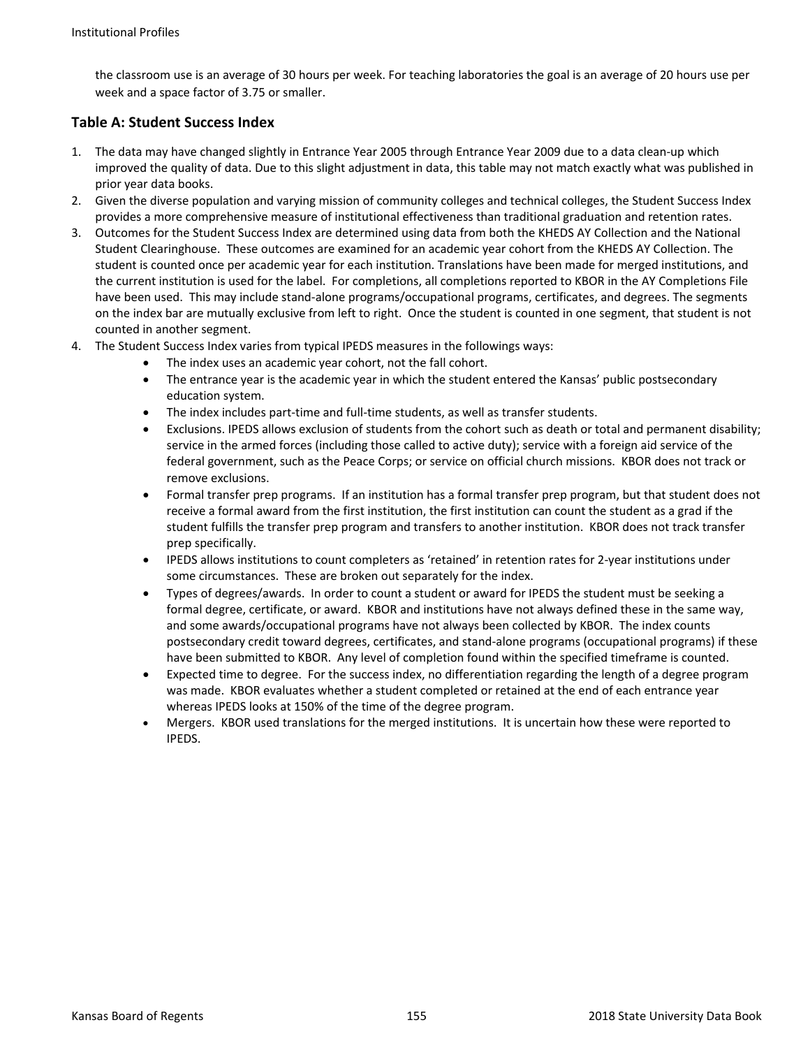the classroom use is an average of 30 hours per week. For teaching laboratories the goal is an average of 20 hours use per week and a space factor of 3.75 or smaller.

## Table A: Student Success Index

1. The data may have changed slightly in Entrance Year 2005 through Entrance Year 2009 due to a data clean-up which improved the quality of data. Due to this slight adjustment in data, this table may not match exactly what was published in prior year data books.
2. Given the diverse population and varying mission of community colleges and technical colleges, the Student Success Index provides a more comprehensive measure of institutional effectiveness than traditional graduation and retention rates.
3. Outcomes for the Student Success Index are determined using data from both the KHEDS AY Collection and the National Student Clearinghouse. These outcomes are examined for an academic year cohort from the KHEDS AY Collection. The student is counted once per academic year for each institution. Translations have been made for merged institutions, and the current institution is used for the label. For completions, all completions reported to KBOR in the AY Completions File have been used. This may include stand-alone programs/occupational programs, certificates, and degrees. The segments on the index bar are mutually exclusive from left to right. Once the student is counted in one segment, that student is not counted in another segment.
4. The Student Success Index varies from typical IPEDS measures in the followings ways:
    - The index uses an academic year cohort, not the fall cohort.
    - The entrance year is the academic year in which the student entered the Kansas' public postsecondary education system.
    - The index includes part-time and full-time students, as well as transfer students.
    - Exclusions. IPEDS allows exclusion of students from the cohort such as death or total and permanent disability; service in the armed forces (including those called to active duty); service with a foreign aid service of the federal government, such as the Peace Corps; or service on official church missions. KBOR does not track or remove exclusions.
    - Formal transfer prep programs. If an institution has a formal transfer prep program, but that student does not receive a formal award from the first institution, the first institution can count the student as a grad if the student fulfills the transfer prep program and transfers to another institution. KBOR does not track transfer prep specifically.
    - IPEDS allows institutions to count completers as 'retained' in retention rates for 2-year institutions under some circumstances. These are broken out separately for the index.
    - Types of degrees/awards. In order to count a student or award for IPEDS the student must be seeking a formal degree, certificate, or award. KBOR and institutions have not always defined these in the same way, and some awards/occupational programs have not always been collected by KBOR. The index counts postsecondary credit toward degrees, certificates, and stand-alone programs (occupational programs) if these have been submitted to KBOR. Any level of completion found within the specified timeframe is counted.
    - Expected time to degree. For the success index, no differentiation regarding the length of a degree program was made. KBOR evaluates whether a student completed or retained at the end of each entrance year whereas IPEDS looks at 150% of the time of the degree program.
    - Mergers. KBOR used translations for the merged institutions. It is uncertain how these were reported to IPEDS.